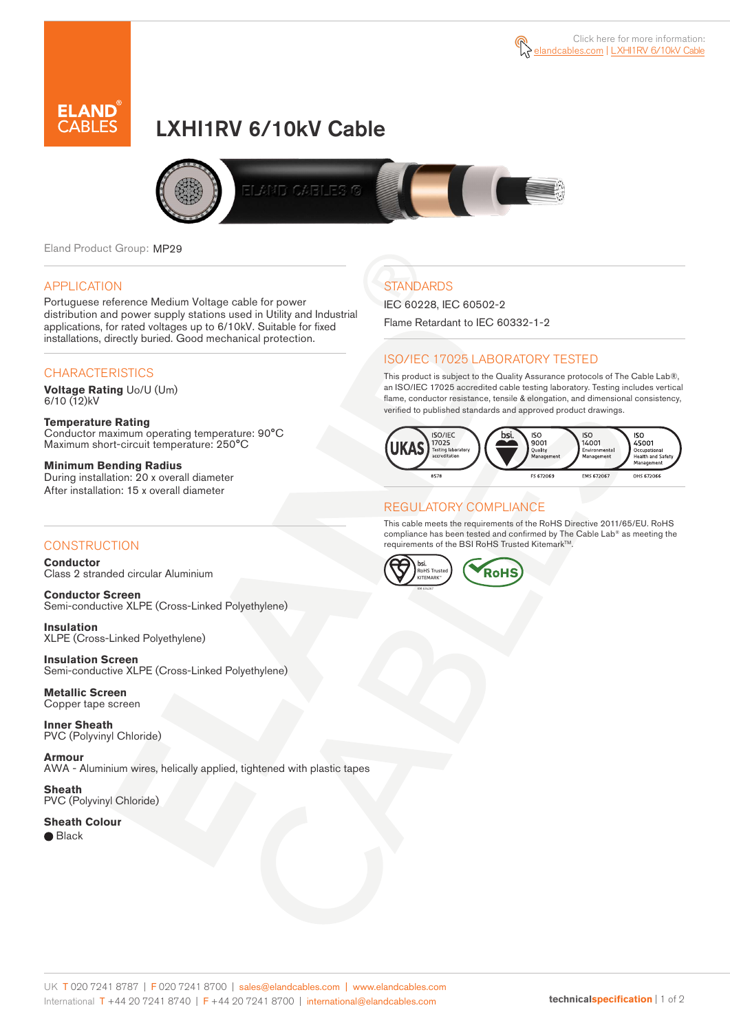Click here for more information: elandcables.com | LXHI1RV 6/10kV Cable

# LXHI1RV 6/10kV Cable

Eland Product Group: MP29

## APPLICATION

Portuguese reference Medium Voltage cable for power distribution and power supply stations used in Utility and Industrial applications, for rated voltages up to 6/10kV. Suitable for fixed installations, directly buried. Good mechanical protection.

## CHARACTERISTICS

**Voltage Rating** Uo/U (Um)
6/10 (12)kV

**Temperature Rating**
Conductor maximum operating temperature: 90°C
Maximum short-circuit temperature: 250°C

**Minimum Bending Radius**
During installation: 20 x overall diameter
After installation: 15 x overall diameter

## CONSTRUCTION

**Conductor**
Class 2 stranded circular Aluminium

**Conductor Screen**
Semi-conductive XLPE (Cross-Linked Polyethylene)

**Insulation**
XLPE (Cross-Linked Polyethylene)

**Insulation Screen**
Semi-conductive XLPE (Cross-Linked Polyethylene)

**Metallic Screen**
Copper tape screen

**Inner Sheath**
PVC (Polyvinyl Chloride)

**Armour**
AWA - Aluminium wires, helically applied, tightened with plastic tapes

**Sheath**
PVC (Polyvinyl Chloride)

**Sheath Colour**
● Black

## STANDARDS

IEC 60228, IEC 60502-2

Flame Retardant to IEC 60332-1-2

## ISO/IEC 17025 LABORATORY TESTED

This product is subject to the Quality Assurance protocols of The Cable Lab®, an ISO/IEC 17025 accredited cable testing laboratory. Testing includes vertical flame, conductor resistance, tensile & elongation, and dimensional consistency, verified to published standards and approved product drawings.

UKAS ISO/IEC 17025 Testing laboratory accreditation 8578 | bsi. ISO 9001 Quality Management FS 672069 | ISO 14001 Environmental Management EMS 672067 | ISO 45001 Occupational Health and Safety Management OHS 672066

## REGULATORY COMPLIANCE

This cable meets the requirements of the RoHS Directive 2011/65/EU. RoHS compliance has been tested and confirmed by The Cable Lab® as meeting the requirements of the BSI RoHS Trusted Kitemark™.

bsi. RoHS Trusted KITEMARK™ | RoHS

UK T 020 7241 8787 | F 020 7241 8700 | sales@elandcables.com | www.elandcables.com
International T +44 20 7241 8740 | F +44 20 7241 8700 | international@elandcables.com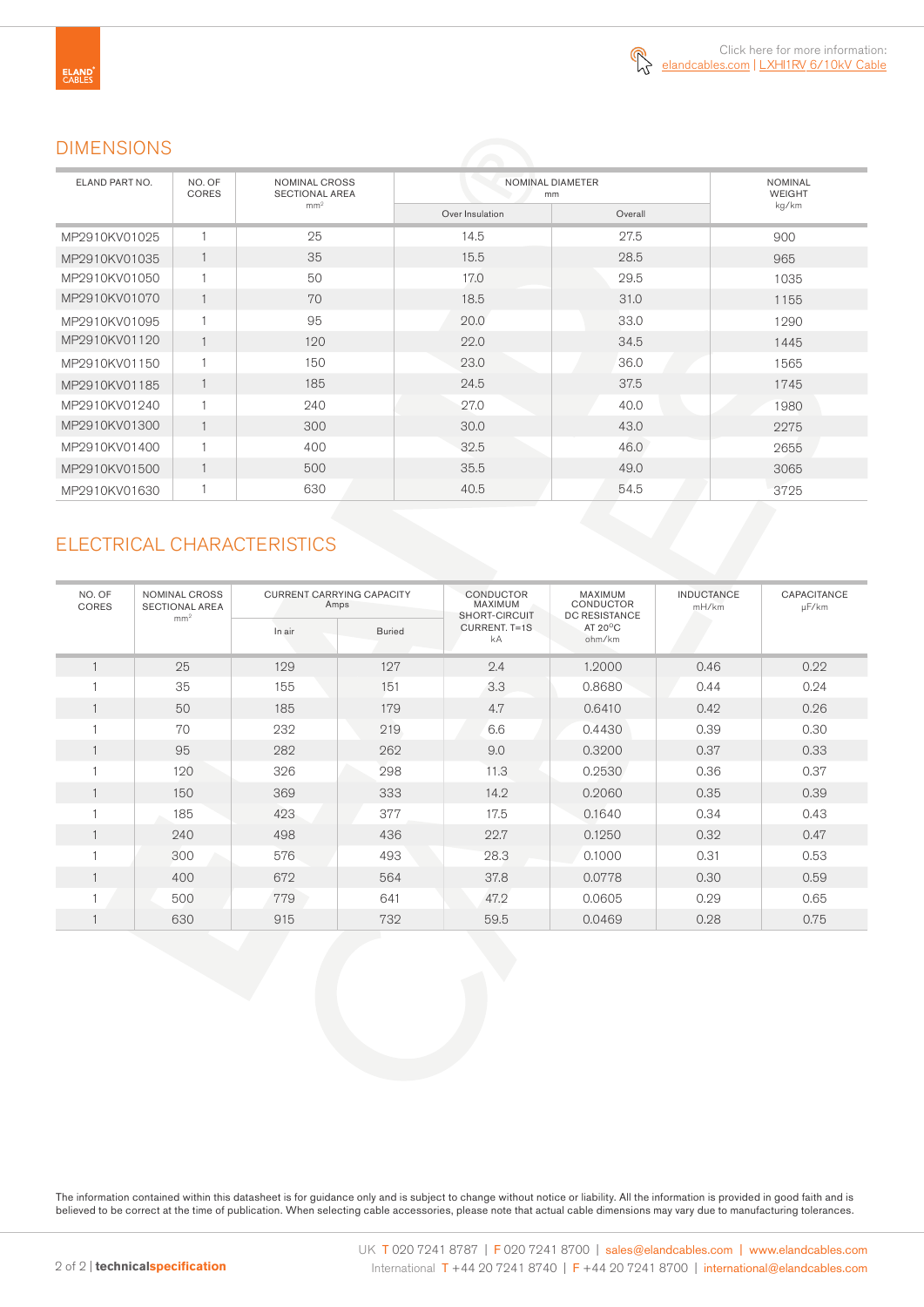Click here for more information: elandcables.com | LXHI1RV 6/10kV Cable

## DIMENSIONS

| ELAND PART NO. | NO. OF CORES | NOMINAL CROSS SECTIONAL AREA mm² | NOMINAL DIAMETER mm | | NOMINAL WEIGHT kg/km |
|---|---|---|---|---|---|
| | | | Over Insulation | Overall | |
| MP2910KV01025 | 1 | 25 | 14.5 | 27.5 | 900 |
| MP2910KV01035 | 1 | 35 | 15.5 | 28.5 | 965 |
| MP2910KV01050 | 1 | 50 | 17.0 | 29.5 | 1035 |
| MP2910KV01070 | 1 | 70 | 18.5 | 31.0 | 1155 |
| MP2910KV01095 | 1 | 95 | 20.0 | 33.0 | 1290 |
| MP2910KV01120 | 1 | 120 | 22.0 | 34.5 | 1445 |
| MP2910KV01150 | 1 | 150 | 23.0 | 36.0 | 1565 |
| MP2910KV01185 | 1 | 185 | 24.5 | 37.5 | 1745 |
| MP2910KV01240 | 1 | 240 | 27.0 | 40.0 | 1980 |
| MP2910KV01300 | 1 | 300 | 30.0 | 43.0 | 2275 |
| MP2910KV01400 | 1 | 400 | 32.5 | 46.0 | 2655 |
| MP2910KV01500 | 1 | 500 | 35.5 | 49.0 | 3065 |
| MP2910KV01630 | 1 | 630 | 40.5 | 54.5 | 3725 |

## ELECTRICAL CHARACTERISTICS

| NO. OF CORES | NOMINAL CROSS SECTIONAL AREA mm² | CURRENT CARRYING CAPACITY Amps | | CONDUCTOR MAXIMUM SHORT-CIRCUIT CURRENT. T=1S kA | MAXIMUM CONDUCTOR DC RESISTANCE AT 20°C ohm/km | INDUCTANCE mH/km | CAPACITANCE μF/km |
|---|---|---|---|---|---|---|---|
| | | In air | Buried | | | | |
| 1 | 25 | 129 | 127 | 2.4 | 1.2000 | 0.46 | 0.22 |
| 1 | 35 | 155 | 151 | 3.3 | 0.8680 | 0.44 | 0.24 |
| 1 | 50 | 185 | 179 | 4.7 | 0.6410 | 0.42 | 0.26 |
| 1 | 70 | 232 | 219 | 6.6 | 0.4430 | 0.39 | 0.30 |
| 1 | 95 | 282 | 262 | 9.0 | 0.3200 | 0.37 | 0.33 |
| 1 | 120 | 326 | 298 | 11.3 | 0.2530 | 0.36 | 0.37 |
| 1 | 150 | 369 | 333 | 14.2 | 0.2060 | 0.35 | 0.39 |
| 1 | 185 | 423 | 377 | 17.5 | 0.1640 | 0.34 | 0.43 |
| 1 | 240 | 498 | 436 | 22.7 | 0.1250 | 0.32 | 0.47 |
| 1 | 300 | 576 | 493 | 28.3 | 0.1000 | 0.31 | 0.53 |
| 1 | 400 | 672 | 564 | 37.8 | 0.0778 | 0.30 | 0.59 |
| 1 | 500 | 779 | 641 | 47.2 | 0.0605 | 0.29 | 0.65 |
| 1 | 630 | 915 | 732 | 59.5 | 0.0469 | 0.28 | 0.75 |

The information contained within this datasheet is for guidance only and is subject to change without notice or liability. All the information is provided in good faith and is believed to be correct at the time of publication. When selecting cable accessories, please note that actual cable dimensions may vary due to manufacturing tolerances.

UK T 020 7241 8787 | F 020 7241 8700 | sales@elandcables.com | www.elandcables.com
International T +44 20 7241 8740 | F +44 20 7241 8700 | international@elandcables.com